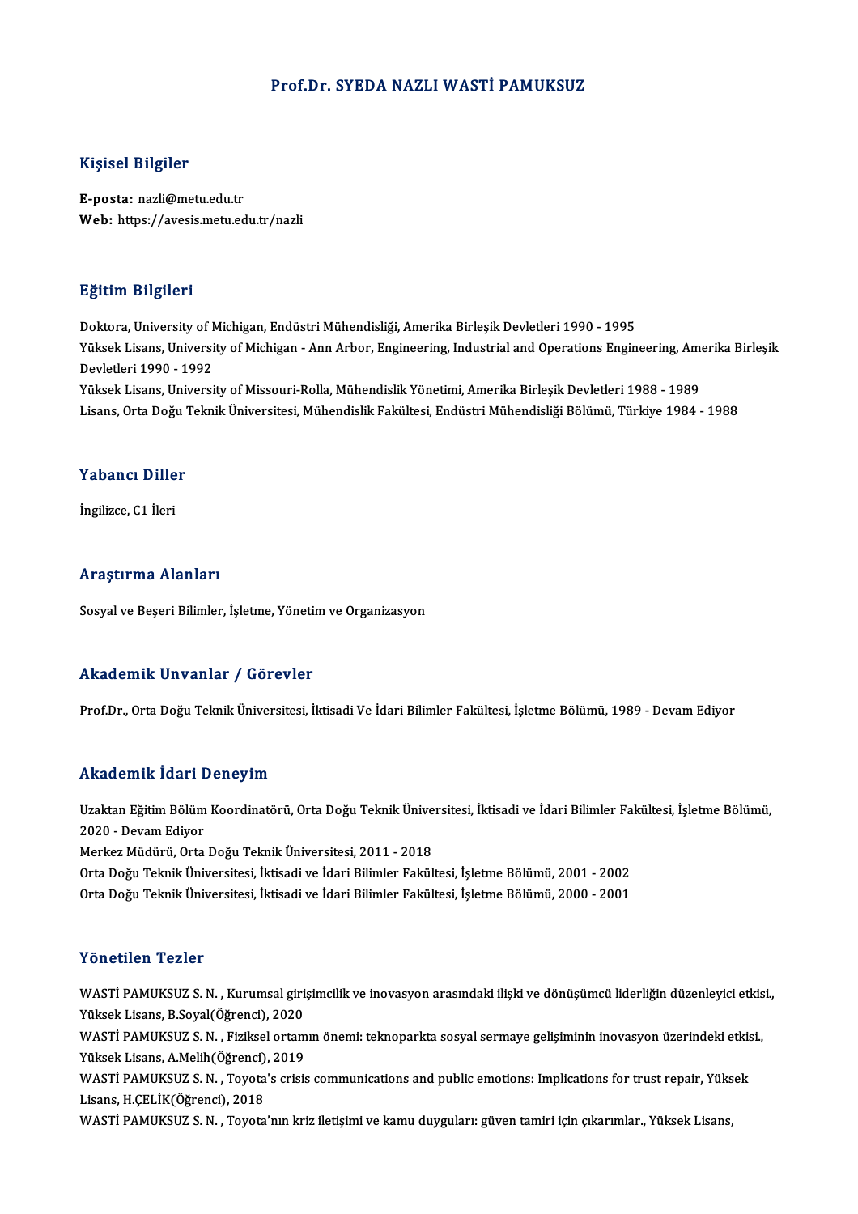# Prof.Dr. SYEDA NAZLI WASTİ PAMUKSUZ

## Kişisel Bilgiler

**E-posta:** nazli@metu.edu.tr
**Web:** https://avesis.metu.edu.tr/nazli

## Eğitim Bilgileri

Doktora, University of Michigan, Endüstri Mühendisliği, Amerika Birleşik Devletleri 1990 - 1995
Yüksek Lisans, University of Michigan - Ann Arbor, Engineering, Industrial and Operations Engineering, Amerika Birleşik Devletleri 1990 - 1992
Yüksek Lisans, University of Missouri-Rolla, Mühendislik Yönetimi, Amerika Birleşik Devletleri 1988 - 1989
Lisans, Orta Doğu Teknik Üniversitesi, Mühendislik Fakültesi, Endüstri Mühendisliği Bölümü, Türkiye 1984 - 1988

## Yabancı Diller

İngilizce, C1 İleri

## Araştırma Alanları

Sosyal ve Beşeri Bilimler, İşletme, Yönetim ve Organizasyon

## Akademik Unvanlar / Görevler

Prof.Dr., Orta Doğu Teknik Üniversitesi, İktisadi Ve İdari Bilimler Fakültesi, İşletme Bölümü, 1989 - Devam Ediyor

## Akademik İdari Deneyim

Uzaktan Eğitim Bölüm Koordinatörü, Orta Doğu Teknik Üniversitesi, İktisadi ve İdari Bilimler Fakültesi, İşletme Bölümü, 2020 - Devam Ediyor
Merkez Müdürü, Orta Doğu Teknik Üniversitesi, 2011 - 2018
Orta Doğu Teknik Üniversitesi, İktisadi ve İdari Bilimler Fakültesi, İşletme Bölümü, 2001 - 2002
Orta Doğu Teknik Üniversitesi, İktisadi ve İdari Bilimler Fakültesi, İşletme Bölümü, 2000 - 2001

## Yönetilen Tezler

WASTİ PAMUKSUZ S. N. , Kurumsal girişimcilik ve inovasyon arasındaki ilişki ve dönüşümcü liderliğin düzenleyici etkisi., Yüksek Lisans, B.Soyal(Öğrenci), 2020
WASTİ PAMUKSUZ S. N. , Fiziksel ortamın önemi: teknoparkta sosyal sermaye gelişiminin inovasyon üzerindeki etkisi., Yüksek Lisans, A.Melih(Öğrenci), 2019
WASTİ PAMUKSUZ S. N. , Toyota's crisis communications and public emotions: Implications for trust repair, Yüksek Lisans, H.ÇELİK(Öğrenci), 2018
WASTİ PAMUKSUZ S. N. , Toyota'nın kriz iletişimi ve kamu duyguları: güven tamiri için çıkarımlar., Yüksek Lisans,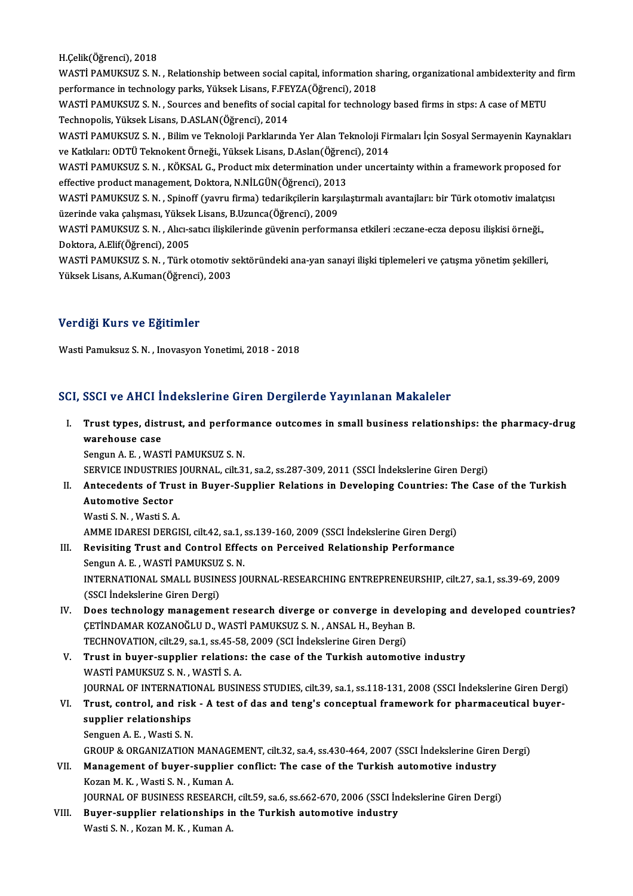H.Çelik(Öğrenci), 2018

WASTİ PAMUKSUZ S. N. , Relationship between social capital, information sharing, organizational ambidexterity and firm performance in technology parks, Yüksek Lisans, F.FEYZA(Öğrenci), 2018

WASTİ PAMUKSUZ S. N. , Sources and benefits of social capital for technology based firms in stps: A case of METU Technopolis, Yüksek Lisans, D.ASLAN(Öğrenci), 2014

WASTİ PAMUKSUZ S. N. , Bilim ve Teknoloji Parklarında Yer Alan Teknoloji Firmaları İçin Sosyal Sermayenin Kaynakları ve Katkıları: ODTÜ Teknokent Örneği., Yüksek Lisans, D.Aslan(Öğrenci), 2014

WASTİ PAMUKSUZ S. N. , KÖKSAL G., Product mix determination under uncertainty within a framework proposed for effective product management, Doktora, N.NİLGÜN(Öğrenci), 2013

WASTİ PAMUKSUZ S. N. , Spinoff (yavru firma) tedarikçilerin karşılaştırmalı avantajları: bir Türk otomotiv imalatçısı üzerinde vaka çalışması, Yüksek Lisans, B.Uzunca(Öğrenci), 2009

WASTİ PAMUKSUZ S. N. , Alıcı-satıcı ilişkilerinde güvenin performansa etkileri :eczane-ecza deposu ilişkisi örneği., Doktora, A.Elif(Öğrenci), 2005

WASTİ PAMUKSUZ S. N. , Türk otomotiv sektöründeki ana-yan sanayi ilişki tiplemeleri ve çatışma yönetim şekilleri, Yüksek Lisans, A.Kuman(Öğrenci), 2003

## Verdiği Kurs ve Eğitimler

Wasti Pamuksuz S. N. , Inovasyon Yonetimi, 2018 - 2018

## SCI, SSCI ve AHCI İndekslerine Giren Dergilerde Yayınlanan Makaleler

I. **Trust types, distrust, and performance outcomes in small business relationships: the pharmacy-drug warehouse case**
   Sengun A. E. , WASTİ PAMUKSUZ S. N.
   SERVICE INDUSTRIES JOURNAL, cilt.31, sa.2, ss.287-309, 2011 (SSCI İndekslerine Giren Dergi)
II. **Antecedents of Trust in Buyer-Supplier Relations in Developing Countries: The Case of the Turkish Automotive Sector**
   Wasti S. N. , Wasti S. A.
   AMME IDARESI DERGISI, cilt.42, sa.1, ss.139-160, 2009 (SSCI İndekslerine Giren Dergi)
III. **Revisiting Trust and Control Effects on Perceived Relationship Performance**
   Sengun A. E. , WASTİ PAMUKSUZ S. N.
   INTERNATIONAL SMALL BUSINESS JOURNAL-RESEARCHING ENTREPRENEURSHIP, cilt.27, sa.1, ss.39-69, 2009 (SSCI İndekslerine Giren Dergi)
IV. **Does technology management research diverge or converge in developing and developed countries?**
   ÇETİNDAMAR KOZANOĞLU D., WASTİ PAMUKSUZ S. N. , ANSAL H., Beyhan B.
   TECHNOVATION, cilt.29, sa.1, ss.45-58, 2009 (SCI İndekslerine Giren Dergi)
V. **Trust in buyer-supplier relations: the case of the Turkish automotive industry**
   WASTİ PAMUKSUZ S. N. , WASTİ S. A.
   JOURNAL OF INTERNATIONAL BUSINESS STUDIES, cilt.39, sa.1, ss.118-131, 2008 (SSCI İndekslerine Giren Dergi)
VI. **Trust, control, and risk - A test of das and teng's conceptual framework for pharmaceutical buyer-supplier relationships**
   Senguen A. E. , Wasti S. N.
   GROUP & ORGANIZATION MANAGEMENT, cilt.32, sa.4, ss.430-464, 2007 (SSCI İndekslerine Giren Dergi)
VII. **Management of buyer-supplier conflict: The case of the Turkish automotive industry**
   Kozan M. K. , Wasti S. N. , Kuman A.
   JOURNAL OF BUSINESS RESEARCH, cilt.59, sa.6, ss.662-670, 2006 (SSCI İndekslerine Giren Dergi)
VIII. **Buyer-supplier relationships in the Turkish automotive industry**
   Wasti S. N. , Kozan M. K. , Kuman A.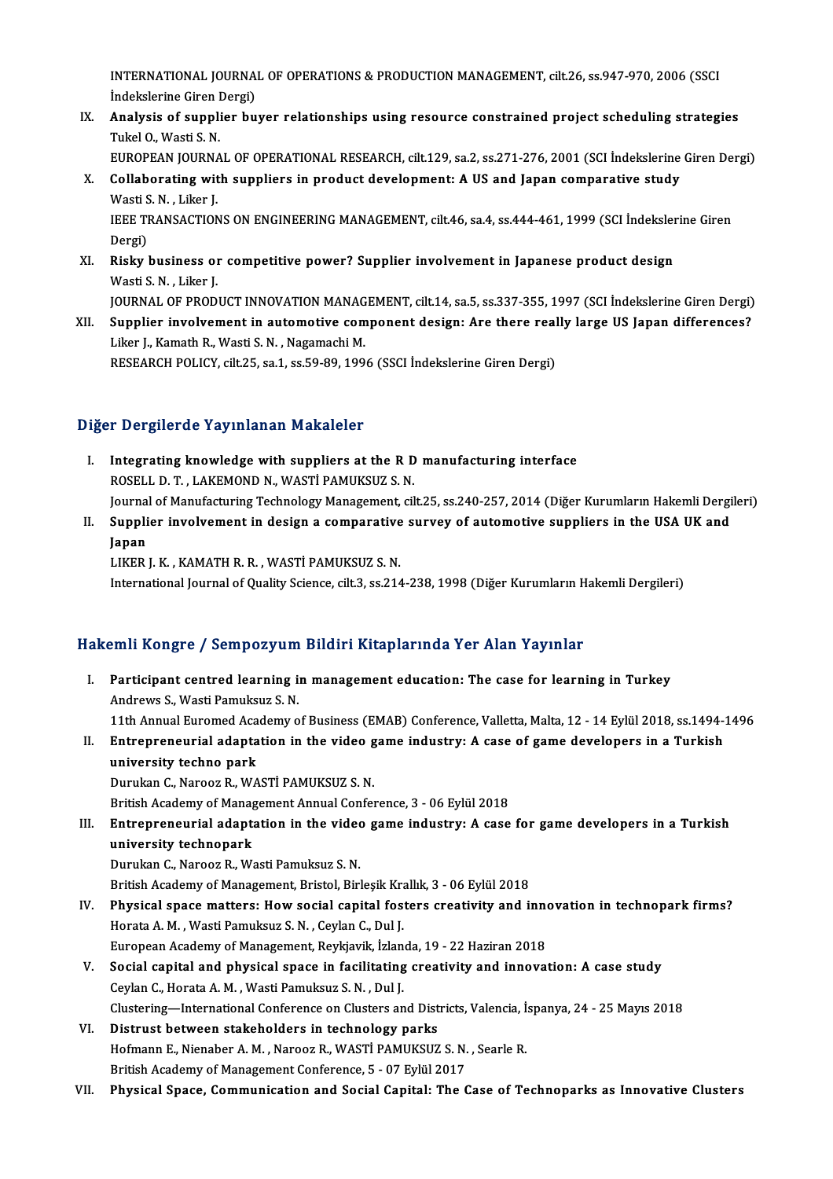INTERNATIONAL JOURNAL OF OPERATIONS & PRODUCTION MANAGEMENT, cilt.26, ss.947-970, 2006 (SSCI İndekslerine Giren Dergi)

IX. **Analysis of supplier buyer relationships using resource constrained project scheduling strategies**
Tukel O., Wasti S. N.
EUROPEAN JOURNAL OF OPERATIONAL RESEARCH, cilt.129, sa.2, ss.271-276, 2001 (SCI İndekslerine Giren Dergi)

X. **Collaborating with suppliers in product development: A US and Japan comparative study**
Wasti S. N. , Liker J.
IEEE TRANSACTIONS ON ENGINEERING MANAGEMENT, cilt.46, sa.4, ss.444-461, 1999 (SCI İndekslerine Giren Dergi)

XI. **Risky business or competitive power? Supplier involvement in Japanese product design**
Wasti S. N. , Liker J.
JOURNAL OF PRODUCT INNOVATION MANAGEMENT, cilt.14, sa.5, ss.337-355, 1997 (SCI İndekslerine Giren Dergi)

XII. **Supplier involvement in automotive component design: Are there really large US Japan differences?**
Liker J., Kamath R., Wasti S. N. , Nagamachi M.
RESEARCH POLICY, cilt.25, sa.1, ss.59-89, 1996 (SSCI İndekslerine Giren Dergi)

## Diğer Dergilerde Yayınlanan Makaleler

I. **Integrating knowledge with suppliers at the R D manufacturing interface**
ROSELL D. T. , LAKEMOND N., WASTİ PAMUKSUZ S. N.
Journal of Manufacturing Technology Management, cilt.25, ss.240-257, 2014 (Diğer Kurumların Hakemli Dergileri)

II. **Supplier involvement in design a comparative survey of automotive suppliers in the USA UK and Japan**
LIKER J. K. , KAMATH R. R. , WASTİ PAMUKSUZ S. N.
International Journal of Quality Science, cilt.3, ss.214-238, 1998 (Diğer Kurumların Hakemli Dergileri)

## Hakemli Kongre / Sempozyum Bildiri Kitaplarında Yer Alan Yayınlar

I. **Participant centred learning in management education: The case for learning in Turkey**
Andrews S., Wasti Pamuksuz S. N.
11th Annual Euromed Academy of Business (EMAB) Conference, Valletta, Malta, 12 - 14 Eylül 2018, ss.1494-1496

II. **Entrepreneurial adaptation in the video game industry: A case of game developers in a Turkish university techno park**
Durukan C., Narooz R., WASTİ PAMUKSUZ S. N.
British Academy of Management Annual Conference, 3 - 06 Eylül 2018

III. **Entrepreneurial adaptation in the video game industry: A case for game developers in a Turkish university technopark**
Durukan C., Narooz R., Wasti Pamuksuz S. N.
British Academy of Management, Bristol, Birleşik Krallık, 3 - 06 Eylül 2018

IV. **Physical space matters: How social capital fosters creativity and innovation in technopark firms?**
Horata A. M. , Wasti Pamuksuz S. N. , Ceylan C., Dul J.
European Academy of Management, Reykjavik, İzlanda, 19 - 22 Haziran 2018

V. **Social capital and physical space in facilitating creativity and innovation: A case study**
Ceylan C., Horata A. M. , Wasti Pamuksuz S. N. , Dul J.
Clustering—International Conference on Clusters and Districts, Valencia, İspanya, 24 - 25 Mayıs 2018

VI. **Distrust between stakeholders in technology parks**
Hofmann E., Nienaber A. M. , Narooz R., WASTİ PAMUKSUZ S. N. , Searle R.
British Academy of Management Conference, 5 - 07 Eylül 2017

VII. **Physical Space, Communication and Social Capital: The Case of Technoparks as Innovative Clusters**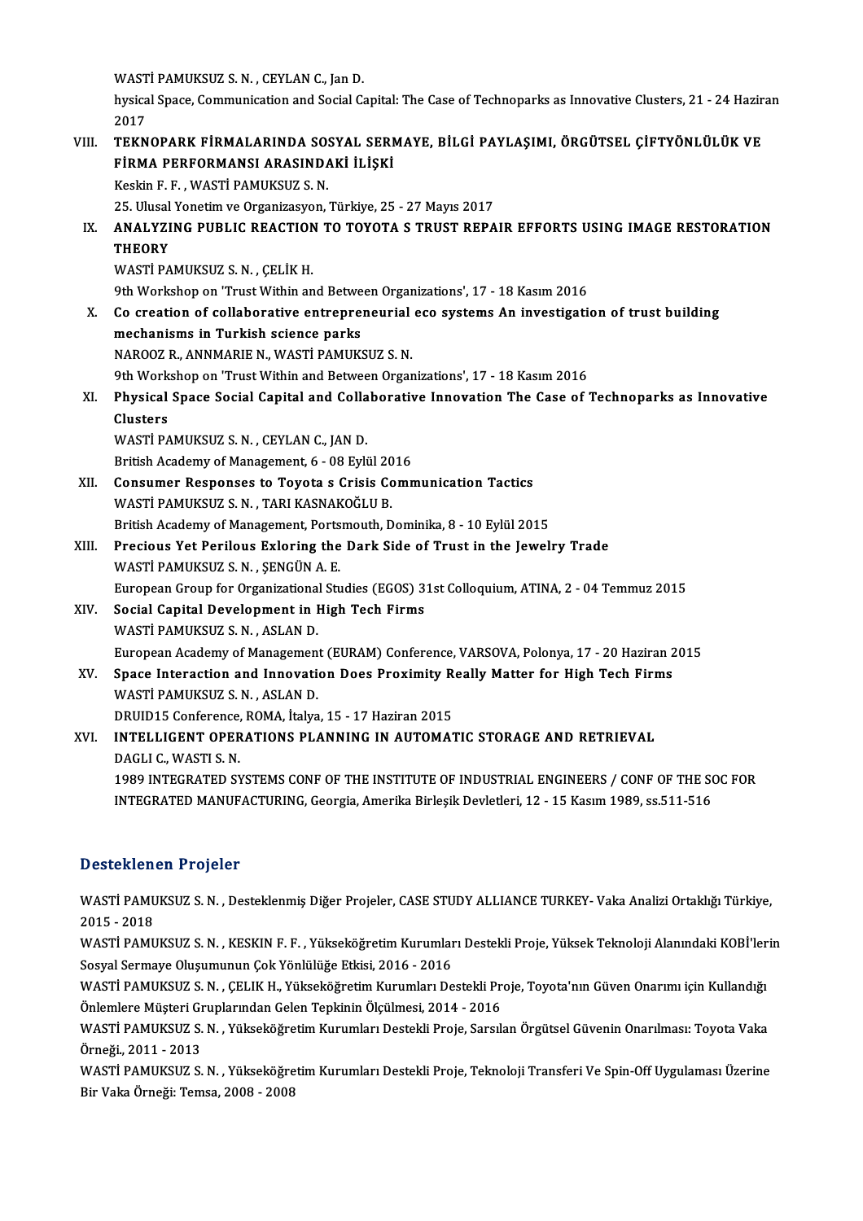WASTİ PAMUKSUZ S. N. , CEYLAN C., Jan D.
hysical Space, Communication and Social Capital: The Case of Technoparks as Innovative Clusters, 21 - 24 Haziran 2017

VIII. **TEKNOPARK FİRMALARINDA SOSYAL SERMAYE, BİLGİ PAYLAŞIMI, ÖRGÜTSEL ÇİFTYÖNLÜLÜK VE FİRMA PERFORMANSI ARASINDAKİ İLİŞKİ**
Keskin F. F. , WASTİ PAMUKSUZ S. N.
25. Ulusal Yonetim ve Organizasyon, Türkiye, 25 - 27 Mayıs 2017

IX. **ANALYZING PUBLIC REACTION TO TOYOTA S TRUST REPAIR EFFORTS USING IMAGE RESTORATION THEORY**
WASTİ PAMUKSUZ S. N. , ÇELİK H.
9th Workshop on 'Trust Within and Between Organizations', 17 - 18 Kasım 2016

X. **Co creation of collaborative entrepreneurial eco systems An investigation of trust building mechanisms in Turkish science parks**
NAROOZ R., ANNMARIE N., WASTİ PAMUKSUZ S. N.
9th Workshop on 'Trust Within and Between Organizations', 17 - 18 Kasım 2016

XI. **Physical Space Social Capital and Collaborative Innovation The Case of Technoparks as Innovative Clusters**
WASTİ PAMUKSUZ S. N. , CEYLAN C., JAN D.
British Academy of Management, 6 - 08 Eylül 2016

XII. **Consumer Responses to Toyota s Crisis Communication Tactics**
WASTİ PAMUKSUZ S. N. , TARI KASNAKOĞLU B.
British Academy of Management, Portsmouth, Dominika, 8 - 10 Eylül 2015

XIII. **Precious Yet Perilous Exloring the Dark Side of Trust in the Jewelry Trade**
WASTİ PAMUKSUZ S. N. , ŞENGÜN A. E.
European Group for Organizational Studies (EGOS) 31st Colloquium, ATINA, 2 - 04 Temmuz 2015

XIV. **Social Capital Development in High Tech Firms**
WASTİ PAMUKSUZ S. N. , ASLAN D.
European Academy of Management (EURAM) Conference, VARSOVA, Polonya, 17 - 20 Haziran 2015

XV. **Space Interaction and Innovation Does Proximity Really Matter for High Tech Firms**
WASTİ PAMUKSUZ S. N. , ASLAN D.
DRUID15 Conference, ROMA, İtalya, 15 - 17 Haziran 2015

XVI. **INTELLIGENT OPERATIONS PLANNING IN AUTOMATIC STORAGE AND RETRIEVAL**
DAGLI C., WASTI S. N.
1989 INTEGRATED SYSTEMS CONF OF THE INSTITUTE OF INDUSTRIAL ENGINEERS / CONF OF THE SOC FOR INTEGRATED MANUFACTURING, Georgia, Amerika Birleşik Devletleri, 12 - 15 Kasım 1989, ss.511-516

## Desteklenen Projeler

WASTİ PAMUKSUZ S. N. , Desteklenmiş Diğer Projeler, CASE STUDY ALLIANCE TURKEY- Vaka Analizi Ortaklığı Türkiye, 2015 - 2018

WASTİ PAMUKSUZ S. N. , KESKIN F. F. , Yükseköğretim Kurumları Destekli Proje, Yüksek Teknoloji Alanındaki KOBİ'lerin Sosyal Sermaye Oluşumunun Çok Yönlülüğe Etkisi, 2016 - 2016

WASTİ PAMUKSUZ S. N. , ÇELIK H., Yükseköğretim Kurumları Destekli Proje, Toyota'nın Güven Onarımı için Kullandığı Önlemlere Müşteri Gruplarından Gelen Tepkinin Ölçülmesi, 2014 - 2016

WASTİ PAMUKSUZ S. N. , Yükseköğretim Kurumları Destekli Proje, Sarsılan Örgütsel Güvenin Onarılması: Toyota Vaka Örneği., 2011 - 2013

WASTİ PAMUKSUZ S. N. , Yükseköğretim Kurumları Destekli Proje, Teknoloji Transferi Ve Spin-Off Uygulaması Üzerine Bir Vaka Örneği: Temsa, 2008 - 2008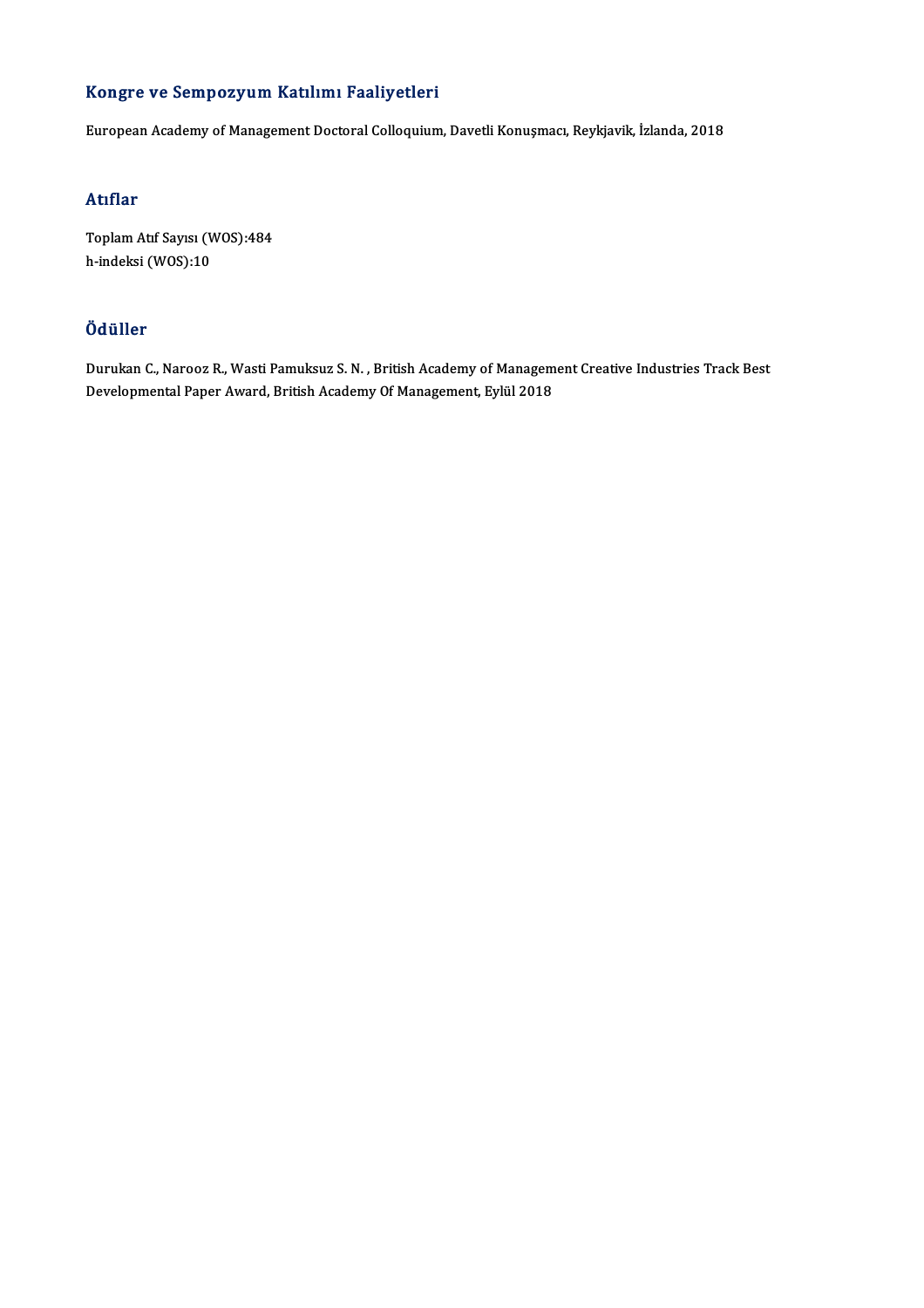## Kongre ve Sempozyum Katılımı Faaliyetleri

European Academy of Management Doctoral Colloquium, Davetli Konuşmacı, Reykjavik, İzlanda, 2018

## Atıflar

Toplam Atıf Sayısı (WOS):484
h-indeksi (WOS):10

## Ödüller

Durukan C., Narooz R., Wasti Pamuksuz S. N. , British Academy of Management Creative Industries Track Best Developmental Paper Award, British Academy Of Management, Eylül 2018